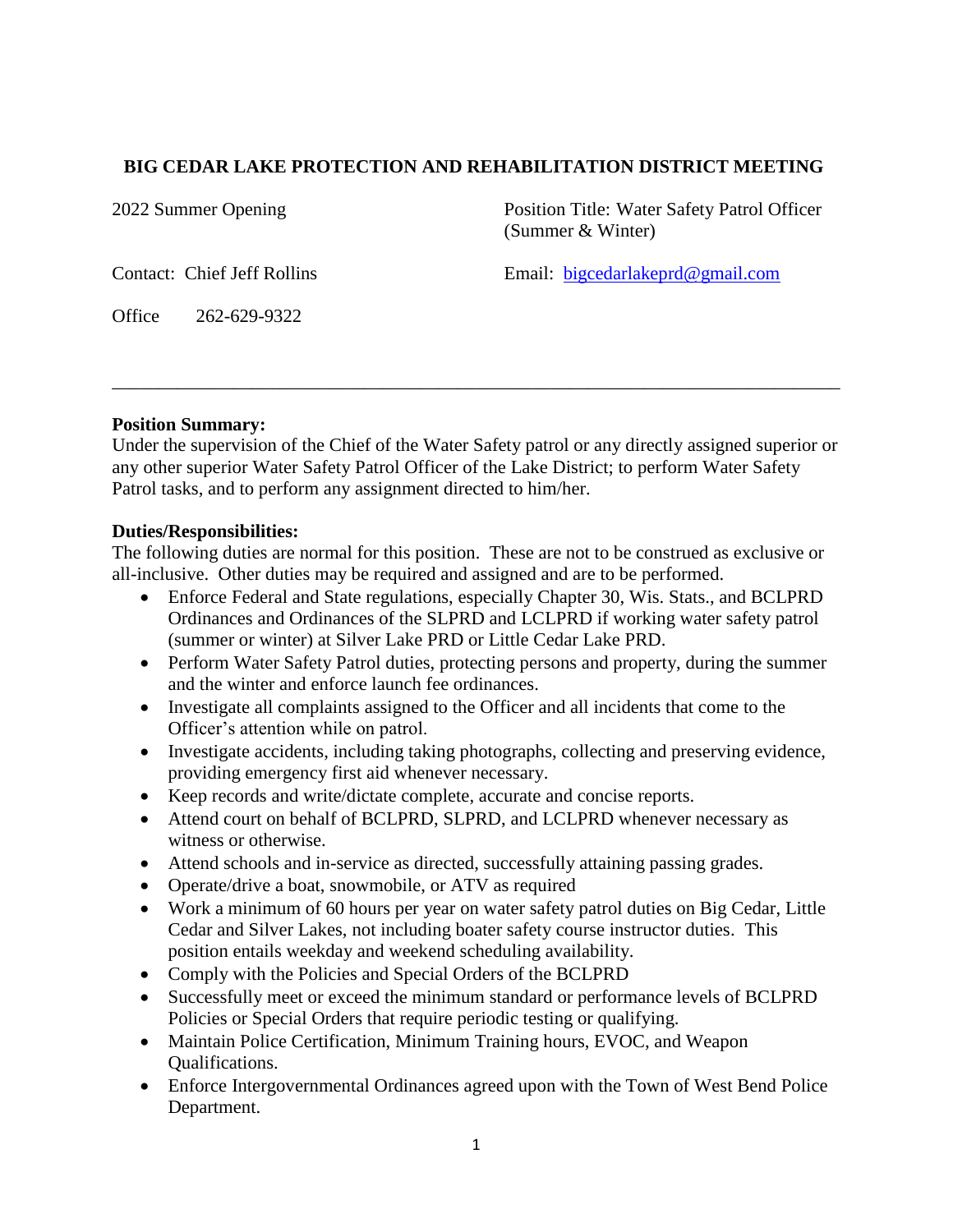# BIG CEDAR LAKE PROTECTION AND REHABILITATION DISTRICT MEETING

2022 Summer Opening

Position Title: Water Safety Patrol Officer (Summer & Winter)

Contact: Chief Jeff Rollins

Email: bigcedarlakeprd@gmail.com

Office 262-629-9322

---

**Position Summary:**
Under the supervision of the Chief of the Water Safety patrol or any directly assigned superior or any other superior Water Safety Patrol Officer of the Lake District; to perform Water Safety Patrol tasks, and to perform any assignment directed to him/her.

**Duties/Responsibilities:**
The following duties are normal for this position. These are not to be construed as exclusive or all-inclusive. Other duties may be required and assigned and are to be performed.

- Enforce Federal and State regulations, especially Chapter 30, Wis. Stats., and BCLPRD Ordinances and Ordinances of the SLPRD and LCLPRD if working water safety patrol (summer or winter) at Silver Lake PRD or Little Cedar Lake PRD.
- Perform Water Safety Patrol duties, protecting persons and property, during the summer and the winter and enforce launch fee ordinances.
- Investigate all complaints assigned to the Officer and all incidents that come to the Officer's attention while on patrol.
- Investigate accidents, including taking photographs, collecting and preserving evidence, providing emergency first aid whenever necessary.
- Keep records and write/dictate complete, accurate and concise reports.
- Attend court on behalf of BCLPRD, SLPRD, and LCLPRD whenever necessary as witness or otherwise.
- Attend schools and in-service as directed, successfully attaining passing grades.
- Operate/drive a boat, snowmobile, or ATV as required
- Work a minimum of 60 hours per year on water safety patrol duties on Big Cedar, Little Cedar and Silver Lakes, not including boater safety course instructor duties. This position entails weekday and weekend scheduling availability.
- Comply with the Policies and Special Orders of the BCLPRD
- Successfully meet or exceed the minimum standard or performance levels of BCLPRD Policies or Special Orders that require periodic testing or qualifying.
- Maintain Police Certification, Minimum Training hours, EVOC, and Weapon Qualifications.
- Enforce Intergovernmental Ordinances agreed upon with the Town of West Bend Police Department.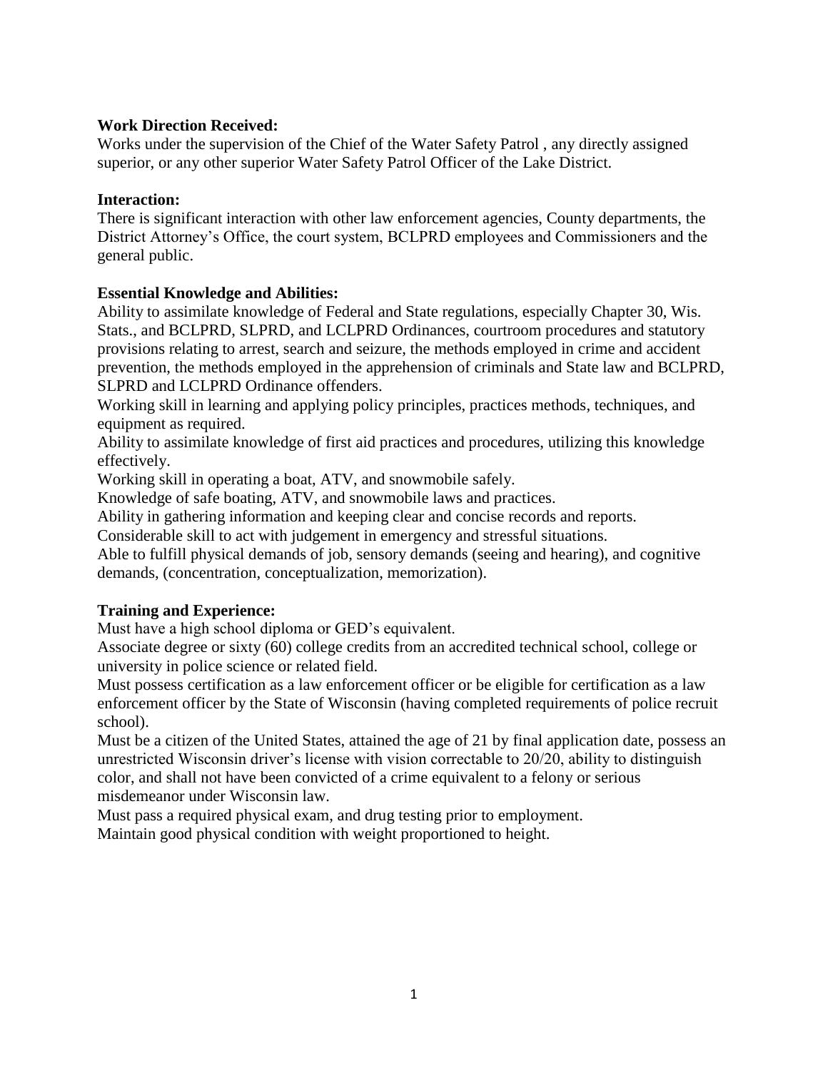**Work Direction Received:**
Works under the supervision of the Chief of the Water Safety Patrol , any directly assigned superior, or any other superior Water Safety Patrol Officer of the Lake District.

**Interaction:**
There is significant interaction with other law enforcement agencies, County departments, the District Attorney's Office, the court system, BCLPRD employees and Commissioners and the general public.

**Essential Knowledge and Abilities:**
Ability to assimilate knowledge of Federal and State regulations, especially Chapter 30, Wis. Stats., and BCLPRD, SLPRD, and LCLPRD Ordinances, courtroom procedures and statutory provisions relating to arrest, search and seizure, the methods employed in crime and accident prevention, the methods employed in the apprehension of criminals and State law and BCLPRD, SLPRD and LCLPRD Ordinance offenders.
Working skill in learning and applying policy principles, practices methods, techniques, and equipment as required.
Ability to assimilate knowledge of first aid practices and procedures, utilizing this knowledge effectively.
Working skill in operating a boat, ATV, and snowmobile safely.
Knowledge of safe boating, ATV, and snowmobile laws and practices.
Ability in gathering information and keeping clear and concise records and reports.
Considerable skill to act with judgement in emergency and stressful situations.
Able to fulfill physical demands of job, sensory demands (seeing and hearing), and cognitive demands, (concentration, conceptualization, memorization).

**Training and Experience:**
Must have a high school diploma or GED's equivalent.
Associate degree or sixty (60) college credits from an accredited technical school, college or university in police science or related field.
Must possess certification as a law enforcement officer or be eligible for certification as a law enforcement officer by the State of Wisconsin (having completed requirements of police recruit school).
Must be a citizen of the United States, attained the age of 21 by final application date, possess an unrestricted Wisconsin driver's license with vision correctable to 20/20, ability to distinguish color, and shall not have been convicted of a crime equivalent to a felony or serious misdemeanor under Wisconsin law.
Must pass a required physical exam, and drug testing prior to employment.
Maintain good physical condition with weight proportioned to height.